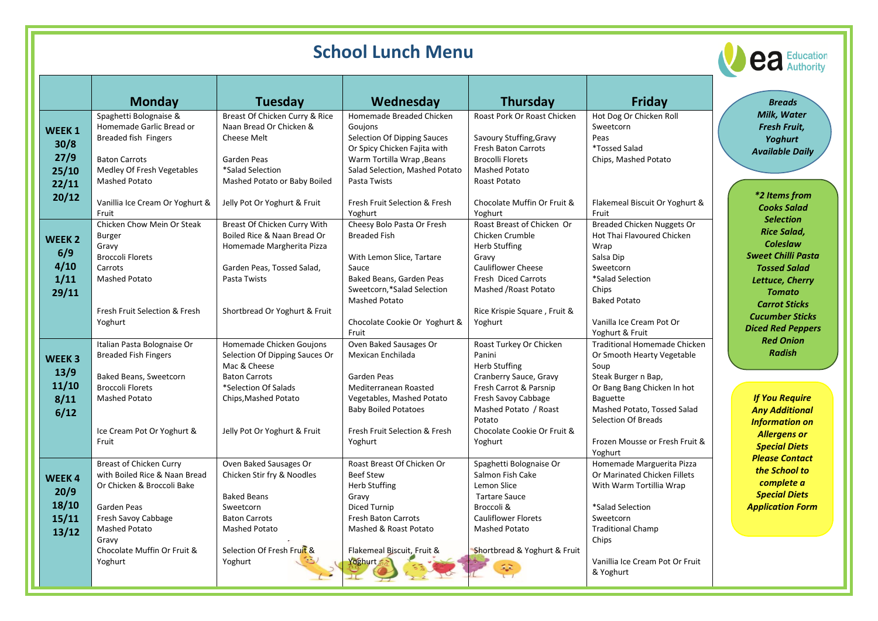# School Lunch Menu

Education Authority

| | Monday | Tuesday | Wednesday | Thursday | Friday |
|---|---|---|---|---|---|
| **WEEK 1** **30/8** **27/9** **25/10** **22/11** **20/12** | Spaghetti Bolognaise & Homemade Garlic Bread or Breaded fish Fingers<br><br>Baton Carrots<br>Medley Of Fresh Vegetables<br>Mashed Potato<br><br>Vanillia Ice Cream Or Yoghurt & Fruit | Breast Of Chicken Curry & Rice Naan Bread Or Chicken & Cheese Melt<br><br>Garden Peas<br>*Salad Selection<br>Mashed Potato or Baby Boiled<br><br>Jelly Pot Or Yoghurt & Fruit | Homemade Breaded Chicken Goujons<br>Selection Of Dipping Sauces Or Spicy Chicken Fajita with Warm Tortilla Wrap ,Beans<br>Salad Selection, Mashed Potato<br>Pasta Twists<br><br>Fresh Fruit Selection & Fresh Yoghurt | Roast Pork Or Roast Chicken<br><br>Savoury Stuffing,Gravy<br>Fresh Baton Carrots<br>Brocolli Florets<br>Mashed Potato<br>Roast Potato<br><br>Chocolate Muffin Or Fruit & Yoghurt | Hot Dog Or Chicken Roll<br>Sweetcorn<br>Peas<br>*Tossed Salad<br>Chips, Mashed Potato<br><br>Flakemeal Biscuit Or Yoghurt & Fruit |
| **WEEK 2** **6/9** **4/10** **1/11** **29/11** | Chicken Chow Mein Or Steak Burger<br>Gravy<br>Broccoli Florets<br>Carrots<br>Mashed Potato<br><br>Fresh Fruit Selection & Fresh Yoghurt | Breast Of Chicken Curry With Boiled Rice & Naan Bread Or Homemade Margherita Pizza<br><br>Garden Peas, Tossed Salad,<br>Pasta Twists<br><br>Shortbread Or Yoghurt & Fruit | Cheesy Bolo Pasta Or Fresh Breaded Fish<br><br>With Lemon Slice, Tartare Sauce<br>Baked Beans, Garden Peas<br>Sweetcorn,*Salad Selection<br>Mashed Potato<br><br>Chocolate Cookie Or Yoghurt & Fruit | Roast Breast of Chicken Or Chicken Crumble<br>Herb Stuffing<br>Gravy<br>Cauliflower Cheese<br>Fresh Diced Carrots<br>Mashed /Roast Potato<br><br>Rice Krispie Square , Fruit & Yoghurt | Breaded Chicken Nuggets Or Hot Thai Flavoured Chicken Wrap<br>Salsa Dip<br>Sweetcorn<br>*Salad Selection<br>Chips<br>Baked Potato<br><br>Vanilla Ice Cream Pot Or Yoghurt & Fruit |
| **WEEK 3** **13/9** **11/10** **8/11** **6/12** | Italian Pasta Bolognaise Or Breaded Fish Fingers<br><br>Baked Beans, Sweetcorn<br>Broccoli Florets<br>Mashed Potato<br><br>Ice Cream Pot Or Yoghurt & Fruit | Homemade Chicken Goujons<br>Selection Of Dipping Sauces Or Mac & Cheese<br>Baton Carrots<br>*Selection Of Salads<br>Chips,Mashed Potato<br><br>Jelly Pot Or Yoghurt & Fruit | Oven Baked Sausages Or Mexican Enchilada<br><br>Garden Peas<br>Mediterranean Roasted Vegetables, Mashed Potato<br>Baby Boiled Potatoes<br><br>Fresh Fruit Selection & Fresh Yoghurt | Roast Turkey Or Chicken Panini<br>Herb Stuffing<br>Cranberry Sauce, Gravy<br>Fresh Carrot & Parsnip<br>Fresh Savoy Cabbage<br>Mashed Potato / Roast Potato<br>Chocolate Cookie Or Fruit & Yoghurt | Traditional Homemade Chicken Or Smooth Hearty Vegetable Soup<br>Steak Burger n Bap,<br>Or Bang Bang Chicken In hot Baguette<br>Mashed Potato, Tossed Salad<br>Selection Of Breads<br><br>Frozen Mousse or Fresh Fruit & Yoghurt |
| **WEEK 4** **20/9** **18/10** **15/11** **13/12** | Breast of Chicken Curry with Boiled Rice & Naan Bread Or Chicken & Broccoli Bake<br><br>Garden Peas<br>Fresh Savoy Cabbage<br>Mashed Potato<br>Gravy<br>Chocolate Muffin Or Fruit & Yoghurt | Oven Baked Sausages Or Chicken Stir fry & Noodles<br><br>Baked Beans<br>Sweetcorn<br>Baton Carrots<br>Mashed Potato<br><br>Selection Of Fresh Fruit & Yoghurt | Roast Breast Of Chicken Or Beef Stew<br>Herb Stuffing<br>Gravy<br>Diced Turnip<br>Fresh Baton Carrots<br>Mashed & Roast Potato<br><br>Flakemeal Biscuit, Fruit & Yoghurt | Spaghetti Bolognaise Or Salmon Fish Cake<br>Lemon Slice<br>Tartare Sauce<br>Broccoli &<br>Cauliflower Florets<br>Mashed Potato<br><br>Shortbread & Yoghurt & Fruit | Homemade Marguerita Pizza Or Marinated Chicken Fillets With Warm Tortillia Wrap<br><br>*Salad Selection<br>Sweetcorn<br>Traditional Champ<br>Chips<br><br>Vanillia Ice Cream Pot Or Fruit & Yoghurt |

***Breads***
***Milk, Water***
***Fresh Fruit,***
***Yoghurt***
***Available Daily***

***\*2 Items from Cooks Salad Selection***
***Rice Salad,***
***Coleslaw***
***Sweet Chilli Pasta***
***Tossed Salad***
***Lettuce, Cherry Tomato***
***Carrot Sticks***
***Cucumber Sticks***
***Diced Red Peppers***
***Red Onion***
***Radish***

***If You Require Any Additional Information on Allergens or Special Diets Please Contact the School to complete a Special Diets Application Form***